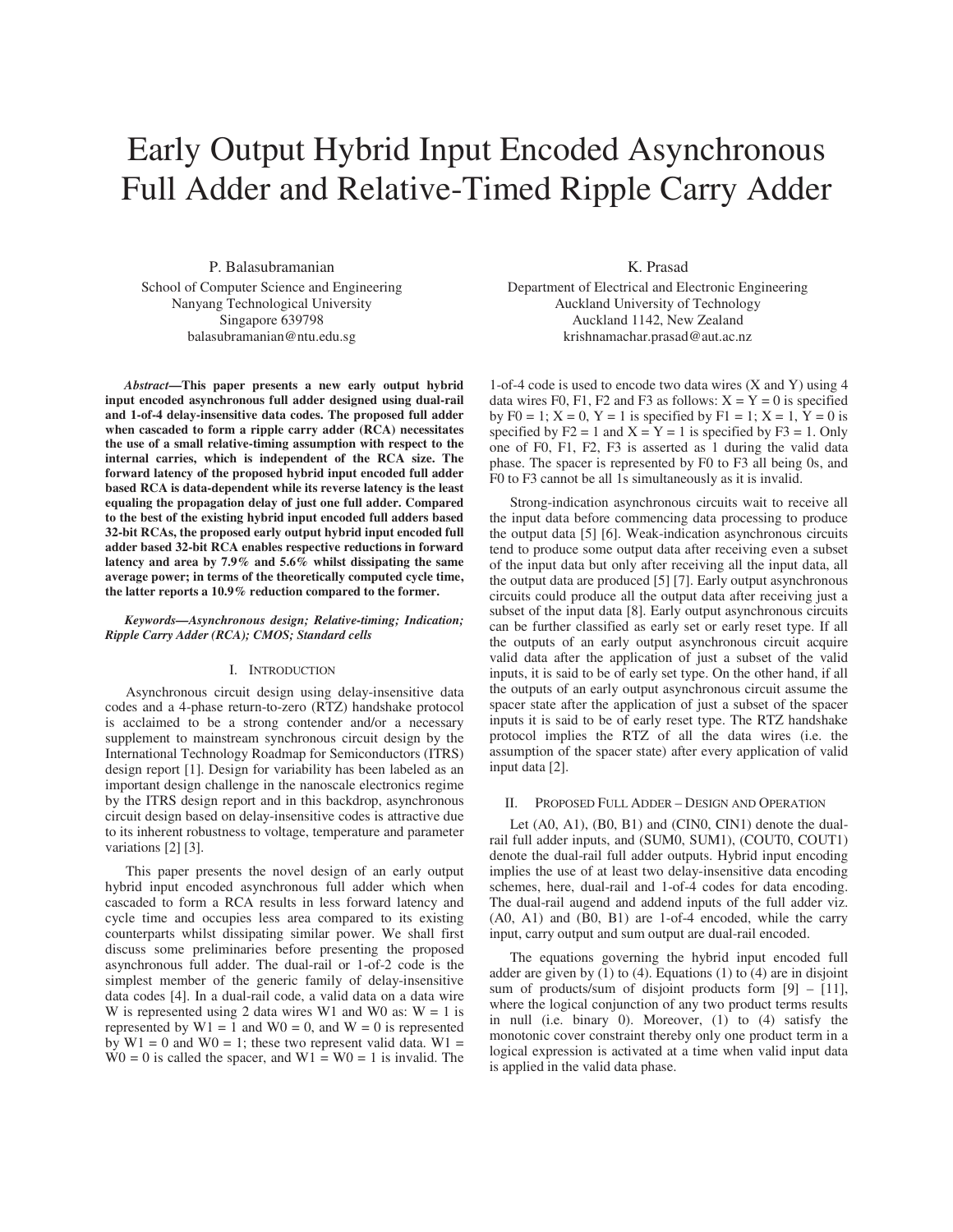# Early Output Hybrid Input Encoded Asynchronous Full Adder and Relative-Timed Ripple Carry Adder

P. Balasubramanian
School of Computer Science and Engineering
Nanyang Technological University
Singapore 639798
balasubramanian@ntu.edu.sg

K. Prasad
Department of Electrical and Electronic Engineering
Auckland University of Technology
Auckland 1142, New Zealand
krishnamachar.prasad@aut.ac.nz

***Abstract*—This paper presents a new early output hybrid input encoded asynchronous full adder designed using dual-rail and 1-of-4 delay-insensitive data codes. The proposed full adder when cascaded to form a ripple carry adder (RCA) necessitates the use of a small relative-timing assumption with respect to the internal carries, which is independent of the RCA size. The forward latency of the proposed hybrid input encoded full adder based RCA is data-dependent while its reverse latency is the least equaling the propagation delay of just one full adder. Compared to the best of the existing hybrid input encoded full adders based 32-bit RCAs, the proposed early output hybrid input encoded full adder based 32-bit RCA enables respective reductions in forward latency and area by 7.9% and 5.6% whilst dissipating the same average power; in terms of the theoretically computed cycle time, the latter reports a 10.9% reduction compared to the former.**

***Keywords*—Asynchronous design; Relative-timing; Indication; Ripple Carry Adder (RCA); CMOS; Standard cells**

## I. Introduction

Asynchronous circuit design using delay-insensitive data codes and a 4-phase return-to-zero (RTZ) handshake protocol is acclaimed to be a strong contender and/or a necessary supplement to mainstream synchronous circuit design by the International Technology Roadmap for Semiconductors (ITRS) design report [1]. Design for variability has been labeled as an important design challenge in the nanoscale electronics regime by the ITRS design report and in this backdrop, asynchronous circuit design based on delay-insensitive codes is attractive due to its inherent robustness to voltage, temperature and parameter variations [2] [3].

This paper presents the novel design of an early output hybrid input encoded asynchronous full adder which when cascaded to form a RCA results in less forward latency and cycle time and occupies less area compared to its existing counterparts whilst dissipating similar power. We shall first discuss some preliminaries before presenting the proposed asynchronous full adder. The dual-rail or 1-of-2 code is the simplest member of the generic family of delay-insensitive data codes [4]. In a dual-rail code, a valid data on a data wire W is represented using 2 data wires W1 and W0 as: W = 1 is represented by W1 = 1 and W0 = 0, and W = 0 is represented by W1 = 0 and W0 = 1; these two represent valid data. W1 = W0 = 0 is called the spacer, and W1 = W0 = 1 is invalid. The 1-of-4 code is used to encode two data wires (X and Y) using 4 data wires F0, F1, F2 and F3 as follows: X = Y = 0 is specified by F0 = 1; X = 0, Y = 1 is specified by F1 = 1; X = 1, Y = 0 is specified by F2 = 1 and X = Y = 1 is specified by F3 = 1. Only one of F0, F1, F2, F3 is asserted as 1 during the valid data phase. The spacer is represented by F0 to F3 all being 0s, and F0 to F3 cannot be all 1s simultaneously as it is invalid.

Strong-indication asynchronous circuits wait to receive all the input data before commencing data processing to produce the output data [5] [6]. Weak-indication asynchronous circuits tend to produce some output data after receiving even a subset of the input data but only after receiving all the input data, all the output data are produced [5] [7]. Early output asynchronous circuits could produce all the output data after receiving just a subset of the input data [8]. Early output asynchronous circuits can be further classified as early set or early reset type. If all the outputs of an early output asynchronous circuit acquire valid data after the application of just a subset of the valid inputs, it is said to be of early set type. On the other hand, if all the outputs of an early output asynchronous circuit assume the spacer state after the application of just a subset of the spacer inputs it is said to be of early reset type. The RTZ handshake protocol implies the RTZ of all the data wires (i.e. the assumption of the spacer state) after every application of valid input data [2].

## II. Proposed Full Adder – Design and Operation

Let (A0, A1), (B0, B1) and (CIN0, CIN1) denote the dual-rail full adder inputs, and (SUM0, SUM1), (COUT0, COUT1) denote the dual-rail full adder outputs. Hybrid input encoding implies the use of at least two delay-insensitive data encoding schemes, here, dual-rail and 1-of-4 codes for data encoding. The dual-rail augend and addend inputs of the full adder viz. (A0, A1) and (B0, B1) are 1-of-4 encoded, while the carry input, carry output and sum output are dual-rail encoded.

The equations governing the hybrid input encoded full adder are given by (1) to (4). Equations (1) to (4) are in disjoint sum of products/sum of disjoint products form [9] – [11], where the logical conjunction of any two product terms results in null (i.e. binary 0). Moreover, (1) to (4) satisfy the monotonic cover constraint thereby only one product term in a logical expression is activated at a time when valid input data is applied in the valid data phase.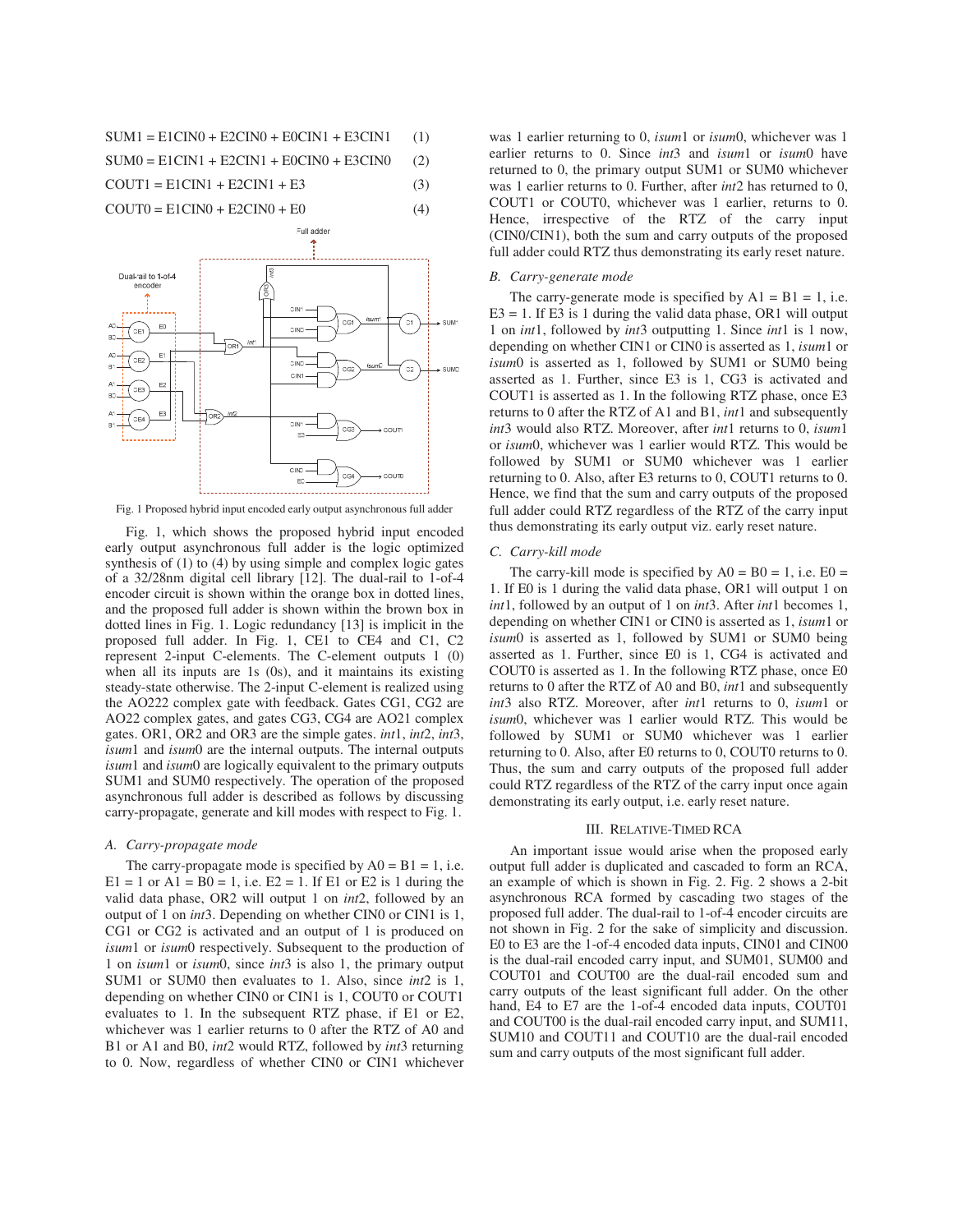$$\text{SUM1} = \text{E1CIN0} + \text{E2CIN0} + \text{E0CIN1} + \text{E3CIN1} \quad (1)$$

$$\text{SUM0} = \text{E1CIN1} + \text{E2CIN1} + \text{E0CIN0} + \text{E3CIN0} \quad (2)$$

$$\text{COUT1} = \text{E1CIN1} + \text{E2CIN1} + \text{E3} \quad (3)$$

$$\text{COUT0} = \text{E1CIN0} + \text{E2CIN0} + \text{E0} \quad (4)$$

Fig. 1 Proposed hybrid input encoded early output asynchronous full adder

Fig. 1, which shows the proposed hybrid input encoded early output asynchronous full adder is the logic optimized synthesis of (1) to (4) by using simple and complex logic gates of a 32/28nm digital cell library [12]. The dual-rail to 1-of-4 encoder circuit is shown within the orange box in dotted lines, and the proposed full adder is shown within the brown box in dotted lines in Fig. 1. Logic redundancy [13] is implicit in the proposed full adder. In Fig. 1, CE1 to CE4 and C1, C2 represent 2-input C-elements. The C-element outputs 1 (0) when all its inputs are 1s (0s), and it maintains its existing steady-state otherwise. The 2-input C-element is realized using the AO222 complex gate with feedback. Gates CG1, CG2 are AO22 complex gates, and gates CG3, CG4 are AO21 complex gates. OR1, OR2 and OR3 are the simple gates. *int*1, *int*2, *int*3, *isum*1 and *isum*0 are the internal outputs. The internal outputs *isum*1 and *isum*0 are logically equivalent to the primary outputs SUM1 and SUM0 respectively. The operation of the proposed asynchronous full adder is described as follows by discussing carry-propagate, generate and kill modes with respect to Fig. 1.

### A. Carry-propagate mode

The carry-propagate mode is specified by A0 = B1 = 1, i.e. E1 = 1 or A1 = B0 = 1, i.e. E2 = 1. If E1 or E2 is 1 during the valid data phase, OR2 will output 1 on *int*2, followed by an output of 1 on *int*3. Depending on whether CIN0 or CIN1 is 1, CG1 or CG2 is activated and an output of 1 is produced on *isum*1 or *isum*0 respectively. Subsequent to the production of 1 on *isum*1 or *isum*0, since *int*3 is also 1, the primary output SUM1 or SUM0 then evaluates to 1. Also, since *int*2 is 1, depending on whether CIN0 or CIN1 is 1, COUT0 or COUT1 evaluates to 1. In the subsequent RTZ phase, if E1 or E2, whichever was 1 earlier returns to 0 after the RTZ of A0 and B1 or A1 and B0, *int*2 would RTZ, followed by *int*3 returning to 0. Now, regardless of whether CIN0 or CIN1 whichever was 1 earlier returning to 0, *isum*1 or *isum*0, whichever was 1 earlier returns to 0. Since *int*3 and *isum*1 or *isum*0 have returned to 0, the primary output SUM1 or SUM0 whichever was 1 earlier returns to 0. Further, after *int*2 has returned to 0, COUT1 or COUT0, whichever was 1 earlier, returns to 0. Hence, irrespective of the RTZ of the carry input (CIN0/CIN1), both the sum and carry outputs of the proposed full adder could RTZ thus demonstrating its early reset nature.

### B. Carry-generate mode

The carry-generate mode is specified by A1 = B1 = 1, i.e. E3 = 1. If E3 is 1 during the valid data phase, OR1 will output 1 on *int*1, followed by *int*3 outputting 1. Since *int*1 is 1 now, depending on whether CIN1 or CIN0 is asserted as 1, *isum*1 or *isum*0 is asserted as 1, followed by SUM1 or SUM0 being asserted as 1. Further, since E3 is 1, CG3 is activated and COUT1 is asserted as 1. In the following RTZ phase, once E3 returns to 0 after the RTZ of A1 and B1, *int*1 and subsequently *int*3 would also RTZ. Moreover, after *int*1 returns to 0, *isum*1 or *isum*0, whichever was 1 earlier would RTZ. This would be followed by SUM1 or SUM0 whichever was 1 earlier returning to 0. Also, after E3 returns to 0, COUT1 returns to 0. Hence, we find that the sum and carry outputs of the proposed full adder could RTZ regardless of the RTZ of the carry input thus demonstrating its early output viz. early reset nature.

### C. Carry-kill mode

The carry-kill mode is specified by A0 = B0 = 1, i.e. E0 = 1. If E0 is 1 during the valid data phase, OR1 will output 1 on *int*1, followed by an output of 1 on *int*3. After *int*1 becomes 1, depending on whether CIN1 or CIN0 is asserted as 1, *isum*1 or *isum*0 is asserted as 1, followed by SUM1 or SUM0 being asserted as 1. Further, since E0 is 1, CG4 is activated and COUT0 is asserted as 1. In the following RTZ phase, once E0 returns to 0 after the RTZ of A0 and B0, *int*1 and subsequently *int*3 also RTZ. Moreover, after *int*1 returns to 0, *isum*1 or *isum*0, whichever was 1 earlier would RTZ. This would be followed by SUM1 or SUM0 whichever was 1 earlier returning to 0. Also, after E0 returns to 0, COUT0 returns to 0. Thus, the sum and carry outputs of the proposed full adder could RTZ regardless of the RTZ of the carry input once again demonstrating its early output, i.e. early reset nature.

## III. Relative-Timed RCA

An important issue would arise when the proposed early output full adder is duplicated and cascaded to form an RCA, an example of which is shown in Fig. 2. Fig. 2 shows a 2-bit asynchronous RCA formed by cascading two stages of the proposed full adder. The dual-rail to 1-of-4 encoder circuits are not shown in Fig. 2 for the sake of simplicity and discussion. E0 to E3 are the 1-of-4 encoded data inputs, CIN01 and CIN00 is the dual-rail encoded carry input, and SUM01, SUM00 and COUT01 and COUT00 are the dual-rail encoded sum and carry outputs of the least significant full adder. On the other hand, E4 to E7 are the 1-of-4 encoded data inputs, COUT01 and COUT00 is the dual-rail encoded carry input, and SUM11, SUM10 and COUT11 and COUT10 are the dual-rail encoded sum and carry outputs of the most significant full adder.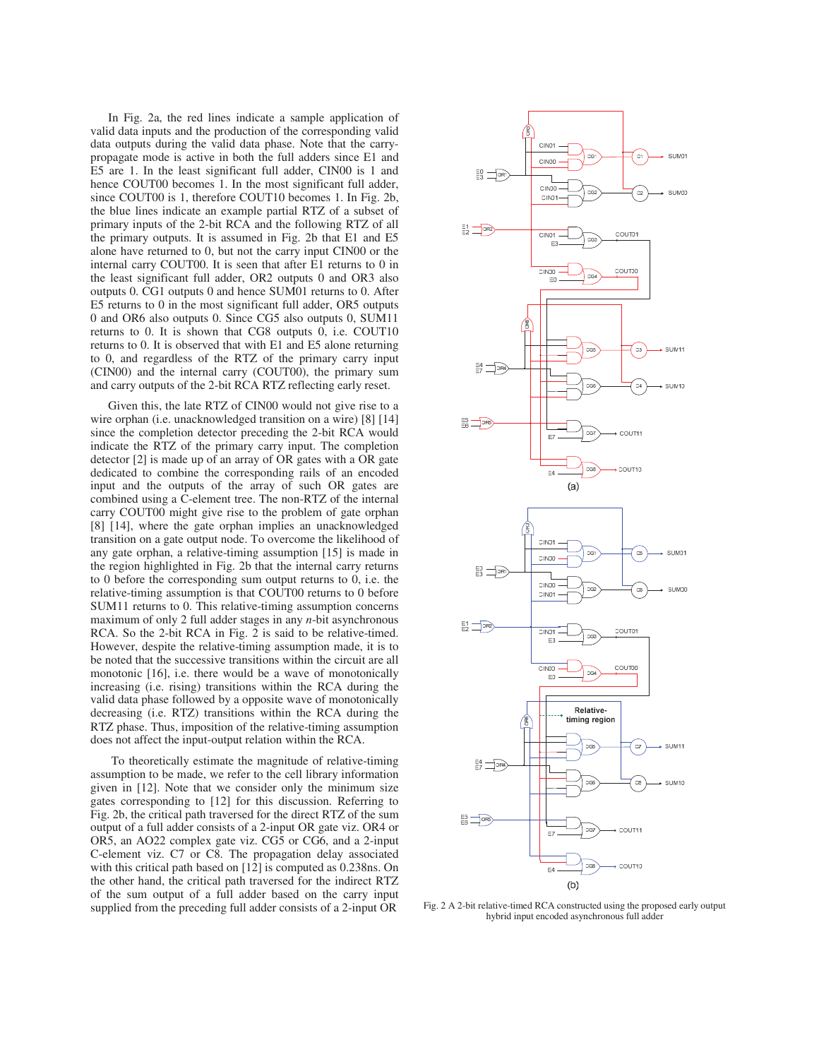In Fig. 2a, the red lines indicate a sample application of valid data inputs and the production of the corresponding valid data outputs during the valid data phase. Note that the carry-propagate mode is active in both the full adders since E1 and E5 are 1. In the least significant full adder, CIN00 is 1 and hence COUT00 becomes 1. In the most significant full adder, since COUT00 is 1, therefore COUT10 becomes 1. In Fig. 2b, the blue lines indicate an example partial RTZ of a subset of primary inputs of the 2-bit RCA and the following RTZ of all the primary outputs. It is assumed in Fig. 2b that E1 and E5 alone have returned to 0, but not the carry input CIN00 or the internal carry COUT00. It is seen that after E1 returns to 0 in the least significant full adder, OR2 outputs 0 and OR3 also outputs 0. CG1 outputs 0 and hence SUM01 returns to 0. After E5 returns to 0 in the most significant full adder, OR5 outputs 0 and OR6 also outputs 0. Since CG5 also outputs 0, SUM11 returns to 0. It is shown that CG8 outputs 0, i.e. COUT10 returns to 0. It is observed that with E1 and E5 alone returning to 0, and regardless of the RTZ of the primary carry input (CIN00) and the internal carry (COUT00), the primary sum and carry outputs of the 2-bit RCA RTZ reflecting early reset.

Given this, the late RTZ of CIN00 would not give rise to a wire orphan (i.e. unacknowledged transition on a wire) [8] [14] since the completion detector preceding the 2-bit RCA would indicate the RTZ of the primary carry input. The completion detector [2] is made up of an array of OR gates with a OR gate dedicated to combine the corresponding rails of an encoded input and the outputs of the array of such OR gates are combined using a C-element tree. The non-RTZ of the internal carry COUT00 might give rise to the problem of gate orphan [8] [14], where the gate orphan implies an unacknowledged transition on a gate output node. To overcome the likelihood of any gate orphan, a relative-timing assumption [15] is made in the region highlighted in Fig. 2b that the internal carry returns to 0 before the corresponding sum output returns to 0, i.e. the relative-timing assumption is that COUT00 returns to 0 before SUM11 returns to 0. This relative-timing assumption concerns maximum of only 2 full adder stages in any *n*-bit asynchronous RCA. So the 2-bit RCA in Fig. 2 is said to be relative-timed. However, despite the relative-timing assumption made, it is to be noted that the successive transitions within the circuit are all monotonic [16], i.e. there would be a wave of monotonically increasing (i.e. rising) transitions within the RCA during the valid data phase followed by a opposite wave of monotonically decreasing (i.e. RTZ) transitions within the RCA during the RTZ phase. Thus, imposition of the relative-timing assumption does not affect the input-output relation within the RCA.

To theoretically estimate the magnitude of relative-timing assumption to be made, we refer to the cell library information given in [12]. Note that we consider only the minimum size gates corresponding to [12] for this discussion. Referring to Fig. 2b, the critical path traversed for the direct RTZ of the sum output of a full adder consists of a 2-input OR gate viz. OR4 or OR5, an AO22 complex gate viz. CG5 or CG6, and a 2-input C-element viz. C7 or C8. The propagation delay associated with this critical path based on [12] is computed as 0.238ns. On the other hand, the critical path traversed for the indirect RTZ of the sum output of a full adder based on the carry input supplied from the preceding full adder consists of a 2-input OR

Fig. 2 A 2-bit relative-timed RCA constructed using the proposed early output hybrid input encoded asynchronous full adder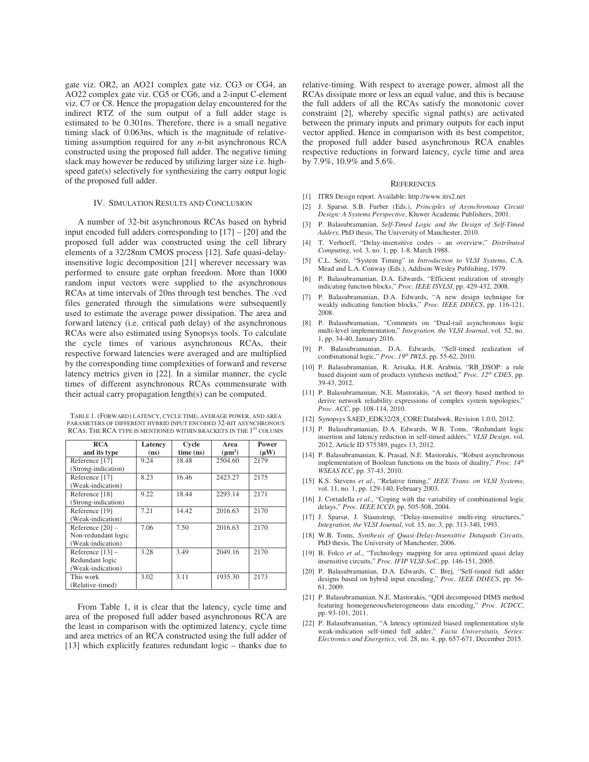gate viz. OR2, an AO21 complex gate viz. CG3 or CG4, an AO22 complex gate viz. CG5 or CG6, and a 2-input C-element viz. C7 or C8. Hence the propagation delay encountered for the indirect RTZ of the sum output of a full adder stage is estimated to be 0.301ns. Therefore, there is a small negative timing slack of 0.063ns, which is the magnitude of relative-timing assumption required for any *n*-bit asynchronous RCA constructed using the proposed full adder. The negative timing slack may however be reduced by utilizing larger size i.e. high-speed gate(s) selectively for synthesizing the carry output logic of the proposed full adder.

## IV. Simulation Results and Conclusion

A number of 32-bit asynchronous RCAs based on hybrid input encoded full adders corresponding to [17] – [20] and the proposed full adder was constructed using the cell library elements of a 32/28nm CMOS process [12]. Safe quasi-delay-insensitive logic decomposition [21] wherever necessary was performed to ensure gate orphan freedom. More than 1000 random input vectors were supplied to the asynchronous RCAs at time intervals of 20ns through test benches. The .vcd files generated through the simulations were subsequently used to estimate the average power dissipation. The area and forward latency (i.e. critical path delay) of the asynchronous RCAs were also estimated using Synopsys tools. To calculate the cycle times of various asynchronous RCAs, their respective forward latencies were averaged and are multiplied by the corresponding time complexities of forward and reverse latency metrics given in [22]. In a similar manner, the cycle times of different asynchronous RCAs commensurate with their actual carry propagation length(s) can be computed.

TABLE 1. (FORWARD) LATENCY, CYCLE TIME, AVERAGE POWER, AND AREA PARAMETERS OF DIFFERENT HYBRID INPUT ENCODED 32-BIT ASYNCHRONOUS RCAS. THE RCA TYPE IS MENTIONED WITHIN BRACKETS IN THE 1ST COLUMN

| RCA and its type | Latency (ns) | Cycle time (ns) | Area ($\mu m^2$) | Power ($\mu W$) |
|---|---|---|---|---|
| Reference [17] (Strong-indication) | 9.24 | 18.48 | 2504.60 | 2179 |
| Reference [17] (Weak-indication) | 8.23 | 16.46 | 2423.27 | 2175 |
| Reference [18] (Strong-indication) | 9.22 | 18.44 | 2293.14 | 2171 |
| Reference [19] (Weak-indication) | 7.21 | 14.42 | 2016.63 | 2170 |
| Reference [20] – Non-redundant logic (Weak-indication) | 7.06 | 7.50 | 2016.63 | 2170 |
| Reference [13] – Redundant logic (Weak-indication) | 3.28 | 3.49 | 2049.16 | 2170 |
| This work (Relative-timed) | 3.02 | 3.11 | 1935.30 | 2173 |

From Table 1, it is clear that the latency, cycle time and area of the proposed full adder based asynchronous RCA are the least in comparison with the optimized latency, cycle time and area metrics of an RCA constructed using the full adder of [13] which explicitly features redundant logic – thanks due to relative-timing. With respect to average power, almost all the RCAs dissipate more or less an equal value, and this is because the full adders of all the RCAs satisfy the monotonic cover constraint [2], whereby specific signal path(s) are activated between the primary inputs and primary outputs for each input vector applied. Hence in comparison with its best competitor, the proposed full adder based asynchronous RCA enables respective reductions in forward latency, cycle time and area by 7.9%, 10.9% and 5.6%.

## References

[1] ITRS Design report. Available: http://www.itrs2.net

[2] J. Sparsø, S.B. Furber (Eds.), *Principles of Asynchronous Circuit Design: A Systems Perspective*, Kluwer Academic Publishers, 2001.

[3] P. Balasubramanian, *Self-Timed Logic and the Design of Self-Timed Adders*, PhD thesis, The University of Manchester, 2010.

[4] T. Verhoeff, "Delay-insensitive codes – an overview," *Distributed Computing*, vol. 3, no. 1, pp. 1-8, March 1988.

[5] C.L. Seitz, "System Timing" in *Introduction to VLSI Systems*, C.A. Mead and L.A. Conway (Eds.), Addison-Wesley Publishing, 1979.

[6] P. Balasubramanian, D.A. Edwards, "Efficient realization of strongly indicating function blocks," *Proc. IEEE ISVLSI*, pp. 429-432, 2008.

[7] P. Balasubramanian, D.A. Edwards, "A new design technique for weakly indicating function blocks," *Proc. IEEE DDECS*, pp. 116-121, 2008.

[8] P. Balasubramanian, "Comments on "Dual-rail asynchronous logic multi-level implementation," *Integration, the VLSI Journal*, vol. 52, no. 1, pp. 34-40, January 2016.

[9] P. Balasubramanian, D.A. Edwards, "Self-timed realization of combinational logic," *Proc. 19th IWLS*, pp. 55-62, 2010.

[10] P. Balasubramanian, R. Arisaka, H.R. Arabnia, "RB_DSOP: a rule based disjoint sum of products synthesis method," *Proc. 12th CDES*, pp. 39-43, 2012.

[11] P. Balasubramanian, N.E. Mastorakis, "A set theory based method to derive network reliability expressions of complex system topologies," *Proc. ACC*, pp. 108-114, 2010.

[12] Synopsys SAED_EDK32/28_CORE Databook, Revision 1.0.0, 2012.

[13] P. Balasubramanian, D.A. Edwards, W.B. Toms, "Redundant logic insertion and latency reduction in self-timed adders," *VLSI Design*, vol. 2012, Article ID 575389, pages 13, 2012.

[14] P. Balasubramanian, K. Prasad, N.E. Mastorakis, "Robust asynchronous implementation of Boolean functions on the basis of duality," *Proc. 14th WSEAS ICC*, pp. 37-43, 2010.

[15] K.S. Stevens *et al.*, "Relative timing," *IEEE Trans. on VLSI Systems*, vol. 11, no. 1, pp. 129-140, February 2003.

[16] J. Cortadella *et al.*, "Coping with the variability of combinational logic delays," *Proc. IEEE ICCD*, pp. 505-508, 2004.

[17] J. Sparsø, J. Staunstrup, "Delay-insensitive multi-ring structures," *Integration, the VLSI Journal*, vol. 15, no. 3, pp. 313-340, 1993.

[18] W.B. Toms, *Synthesis of Quasi-Delay-Insensitive Datapath Circuits*, PhD thesis, The University of Manchester, 2006.

[19] B. Folco *et al.*, "Technology mapping for area optimized quasi delay insensitive circuits," *Proc. IFIP VLSI-SoC*, pp. 146-151, 2005.

[20] P. Balasubramanian, D.A. Edwards, C. Brej, "Self-timed full adder designs based on hybrid input encoding," *Proc. IEEE DDECS*, pp. 56-61, 2009.

[21] P. Balasubramanian, N.E. Mastorakis, "QDI decomposed DIMS method featuring homogeneous/heterogeneous data encoding," *Proc. ICDCC*, pp. 93-101, 2011.

[22] P. Balasubramanian, "A latency optimized biased implementation style weak-indication self-timed full adder," *Facta Universitatis, Series: Electronics and Energetics*, vol. 28, no. 4, pp. 657-671, December 2015.